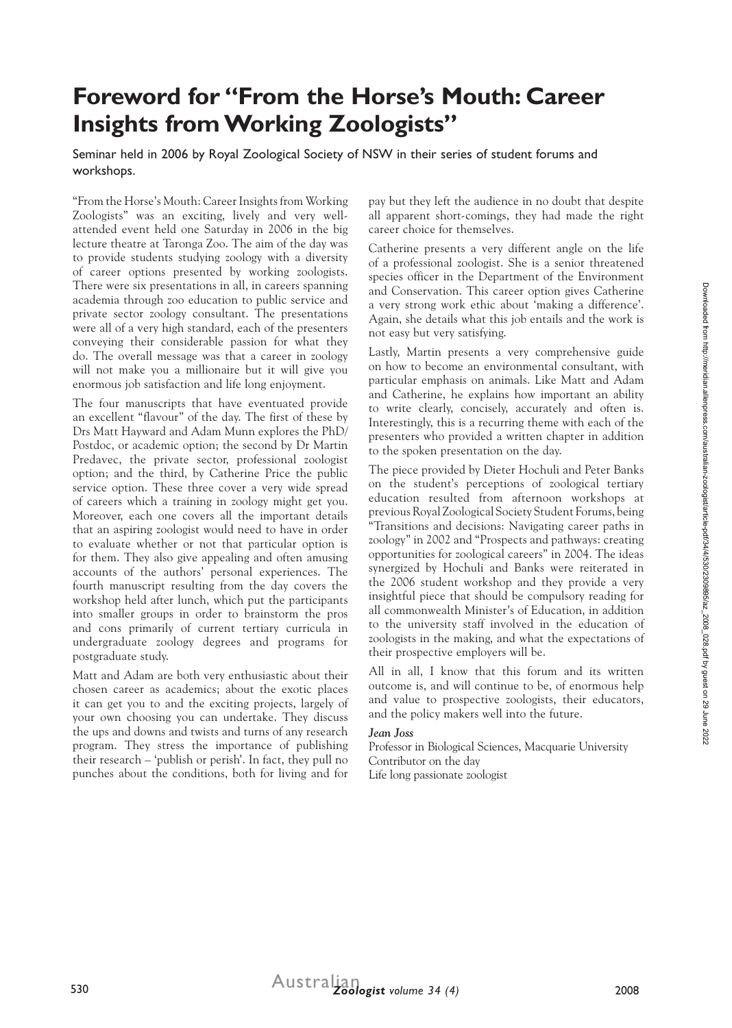# Foreword for "From the Horse's Mouth: Career Insights from Working Zoologists"

Seminar held in 2006 by Royal Zoological Society of NSW in their series of student forums and workshops.

"From the Horse's Mouth: Career Insights from Working Zoologists" was an exciting, lively and very well-attended event held one Saturday in 2006 in the big lecture theatre at Taronga Zoo. The aim of the day was to provide students studying zoology with a diversity of career options presented by working zoologists. There were six presentations in all, in careers spanning academia through zoo education to public service and private sector zoology consultant. The presentations were all of a very high standard, each of the presenters conveying their considerable passion for what they do. The overall message was that a career in zoology will not make you a millionaire but it will give you enormous job satisfaction and life long enjoyment.

The four manuscripts that have eventuated provide an excellent "flavour" of the day. The first of these by Drs Matt Hayward and Adam Munn explores the PhD/Postdoc, or academic option; the second by Dr Martin Predavec, the private sector, professional zoologist option; and the third, by Catherine Price the public service option. These three cover a very wide spread of careers which a training in zoology might get you. Moreover, each one covers all the important details that an aspiring zoologist would need to have in order to evaluate whether or not that particular option is for them. They also give appealing and often amusing accounts of the authors' personal experiences. The fourth manuscript resulting from the day covers the workshop held after lunch, which put the participants into smaller groups in order to brainstorm the pros and cons primarily of current tertiary curricula in undergraduate zoology degrees and programs for postgraduate study.

Matt and Adam are both very enthusiastic about their chosen career as academics; about the exotic places it can get you to and the exciting projects, largely of your own choosing you can undertake. They discuss the ups and downs and twists and turns of any research program. They stress the importance of publishing their research – 'publish or perish'. In fact, they pull no punches about the conditions, both for living and for pay but they left the audience in no doubt that despite all apparent short-comings, they had made the right career choice for themselves.

Catherine presents a very different angle on the life of a professional zoologist. She is a senior threatened species officer in the Department of the Environment and Conservation. This career option gives Catherine a very strong work ethic about 'making a difference'. Again, she details what this job entails and the work is not easy but very satisfying.

Lastly, Martin presents a very comprehensive guide on how to become an environmental consultant, with particular emphasis on animals. Like Matt and Adam and Catherine, he explains how important an ability to write clearly, concisely, accurately and often is. Interestingly, this is a recurring theme with each of the presenters who provided a written chapter in addition to the spoken presentation on the day.

The piece provided by Dieter Hochuli and Peter Banks on the student's perceptions of zoological tertiary education resulted from afternoon workshops at previous Royal Zoological Society Student Forums, being "Transitions and decisions: Navigating career paths in zoology" in 2002 and "Prospects and pathways: creating opportunities for zoological careers" in 2004. The ideas synergized by Hochuli and Banks were reiterated in the 2006 student workshop and they provide a very insightful piece that should be compulsory reading for all commonwealth Minister's of Education, in addition to the university staff involved in the education of zoologists in the making, and what the expectations of their prospective employers will be.

All in all, I know that this forum and its written outcome is, and will continue to be, of enormous help and value to prospective zoologists, their educators, and the policy makers well into the future.

***Jean Joss***
Professor in Biological Sciences, Macquarie University
Contributor on the day
Life long passionate zoologist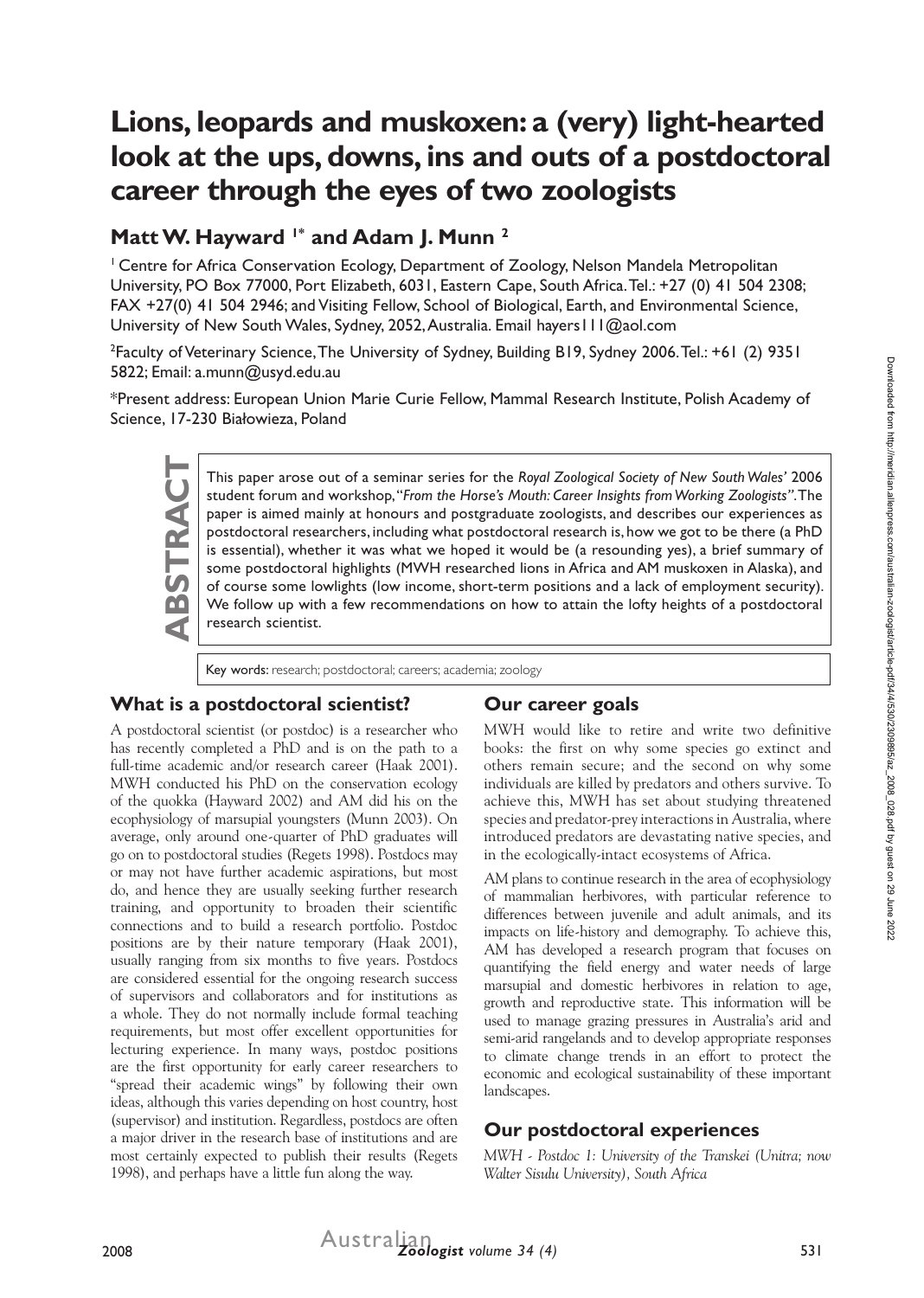# Lions, leopards and muskoxen: a (very) light-hearted look at the ups, downs, ins and outs of a postdoctoral career through the eyes of two zoologists

## Matt W. Hayward [1*] and Adam J. Munn [2]

[1] Centre for Africa Conservation Ecology, Department of Zoology, Nelson Mandela Metropolitan University, PO Box 77000, Port Elizabeth, 6031, Eastern Cape, South Africa. Tel.: +27 (0) 41 504 2308; FAX +27(0) 41 504 2946; and Visiting Fellow, School of Biological, Earth, and Environmental Science, University of New South Wales, Sydney, 2052, Australia. Email hayers111@aol.com

[2] Faculty of Veterinary Science, The University of Sydney, Building B19, Sydney 2006. Tel.: +61 (2) 9351 5822; Email: a.munn@usyd.edu.au

*Present address: European Union Marie Curie Fellow, Mammal Research Institute, Polish Academy of Science, 17-230 Białowieza, Poland

**ABSTRACT**

This paper arose out of a seminar series for the *Royal Zoological Society of New South Wales'* 2006 student forum and workshop, "*From the Horse's Mouth: Career Insights from Working Zoologists"*. The paper is aimed mainly at honours and postgraduate zoologists, and describes our experiences as postdoctoral researchers, including what postdoctoral research is, how we got to be there (a PhD is essential), whether it was what we hoped it would be (a resounding yes), a brief summary of some postdoctoral highlights (MWH researched lions in Africa and AM muskoxen in Alaska), and of course some lowlights (low income, short-term positions and a lack of employment security). We follow up with a few recommendations on how to attain the lofty heights of a postdoctoral research scientist.

Key words: research; postdoctoral; careers; academia; zoology

## What is a postdoctoral scientist?

A postdoctoral scientist (or postdoc) is a researcher who has recently completed a PhD and is on the path to a full-time academic and/or research career (Haak 2001). MWH conducted his PhD on the conservation ecology of the quokka (Hayward 2002) and AM did his on the ecophysiology of marsupial youngsters (Munn 2003). On average, only around one-quarter of PhD graduates will go on to postdoctoral studies (Regets 1998). Postdocs may or may not have further academic aspirations, but most do, and hence they are usually seeking further research training, and opportunity to broaden their scientific connections and to build a research portfolio. Postdoc positions are by their nature temporary (Haak 2001), usually ranging from six months to five years. Postdocs are considered essential for the ongoing research success of supervisors and collaborators and for institutions as a whole. They do not normally include formal teaching requirements, but most offer excellent opportunities for lecturing experience. In many ways, postdoc positions are the first opportunity for early career researchers to "spread their academic wings" by following their own ideas, although this varies depending on host country, host (supervisor) and institution. Regardless, postdocs are often a major driver in the research base of institutions and are most certainly expected to publish their results (Regets 1998), and perhaps have a little fun along the way.

## Our career goals

MWH would like to retire and write two definitive books: the first on why some species go extinct and others remain secure; and the second on why some individuals are killed by predators and others survive. To achieve this, MWH has set about studying threatened species and predator-prey interactions in Australia, where introduced predators are devastating native species, and in the ecologically-intact ecosystems of Africa.

AM plans to continue research in the area of ecophysiology of mammalian herbivores, with particular reference to differences between juvenile and adult animals, and its impacts on life-history and demography. To achieve this, AM has developed a research program that focuses on quantifying the field energy and water needs of large marsupial and domestic herbivores in relation to age, growth and reproductive state. This information will be used to manage grazing pressures in Australia's arid and semi-arid rangelands and to develop appropriate responses to climate change trends in an effort to protect the economic and ecological sustainability of these important landscapes.

## Our postdoctoral experiences

*MWH - Postdoc 1: University of the Transkei (Unitra; now Walter Sisulu University), South Africa*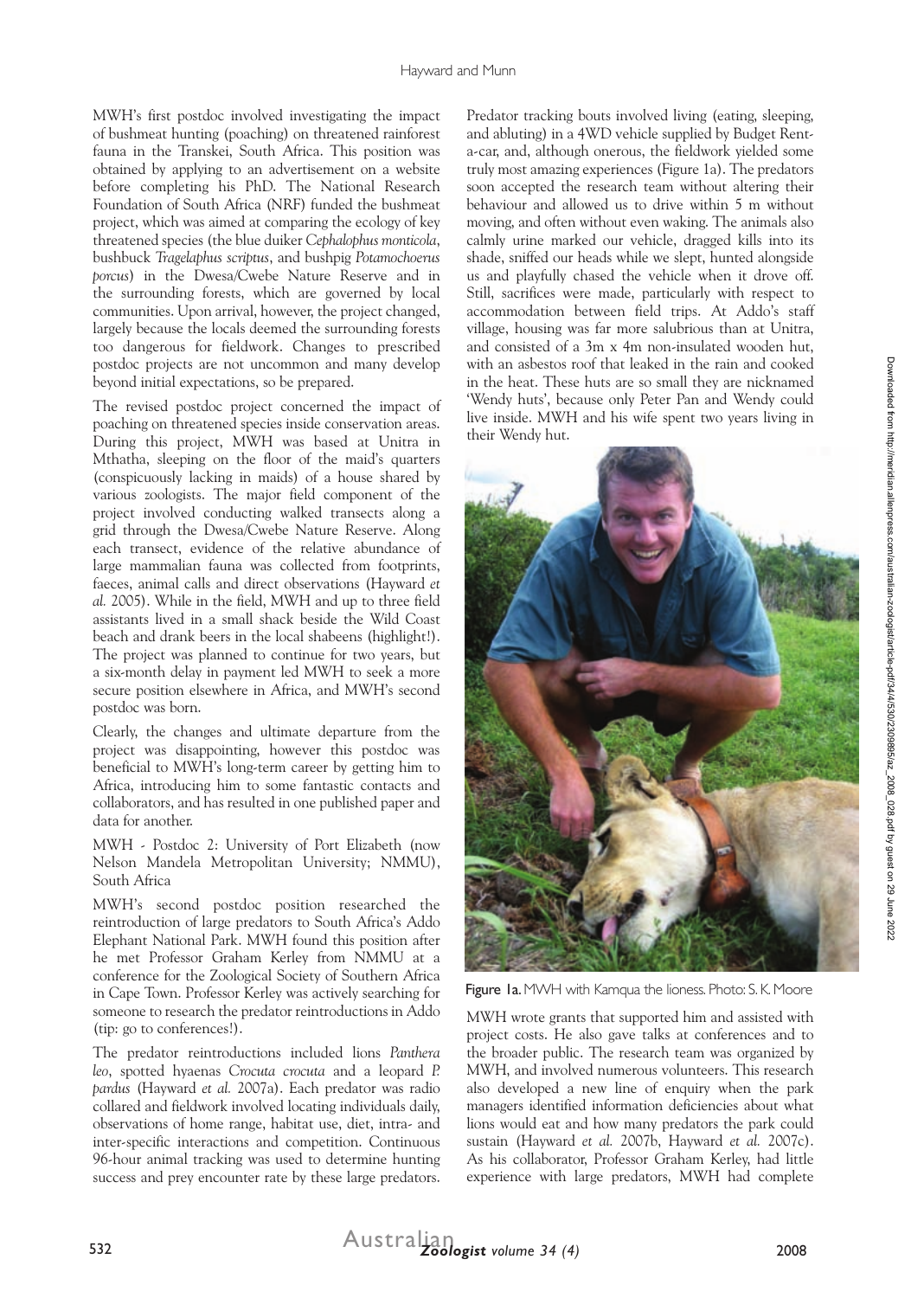MWH's first postdoc involved investigating the impact of bushmeat hunting (poaching) on threatened rainforest fauna in the Transkei, South Africa. This position was obtained by applying to an advertisement on a website before completing his PhD. The National Research Foundation of South Africa (NRF) funded the bushmeat project, which was aimed at comparing the ecology of key threatened species (the blue duiker *Cephalophus monticola*, bushbuck *Tragelaphus scriptus*, and bushpig *Potamochoerus porcus*) in the Dwesa/Cwebe Nature Reserve and in the surrounding forests, which are governed by local communities. Upon arrival, however, the project changed, largely because the locals deemed the surrounding forests too dangerous for fieldwork. Changes to prescribed postdoc projects are not uncommon and many develop beyond initial expectations, so be prepared.

The revised postdoc project concerned the impact of poaching on threatened species inside conservation areas. During this project, MWH was based at Unitra in Mthatha, sleeping on the floor of the maid's quarters (conspicuously lacking in maids) of a house shared by various zoologists. The major field component of the project involved conducting walked transects along a grid through the Dwesa/Cwebe Nature Reserve. Along each transect, evidence of the relative abundance of large mammalian fauna was collected from footprints, faeces, animal calls and direct observations (Hayward *et al.* 2005). While in the field, MWH and up to three field assistants lived in a small shack beside the Wild Coast beach and drank beers in the local shabeens (highlight!). The project was planned to continue for two years, but a six-month delay in payment led MWH to seek a more secure position elsewhere in Africa, and MWH's second postdoc was born.

Clearly, the changes and ultimate departure from the project was disappointing, however this postdoc was beneficial to MWH's long-term career by getting him to Africa, introducing him to some fantastic contacts and collaborators, and has resulted in one published paper and data for another.

MWH - Postdoc 2: University of Port Elizabeth (now Nelson Mandela Metropolitan University; NMMU), South Africa

MWH's second postdoc position researched the reintroduction of large predators to South Africa's Addo Elephant National Park. MWH found this position after he met Professor Graham Kerley from NMMU at a conference for the Zoological Society of Southern Africa in Cape Town. Professor Kerley was actively searching for someone to research the predator reintroductions in Addo (tip: go to conferences!).

The predator reintroductions included lions *Panthera leo*, spotted hyaenas *Crocuta crocuta* and a leopard *P. pardus* (Hayward *et al.* 2007a). Each predator was radio collared and fieldwork involved locating individuals daily, observations of home range, habitat use, diet, intra- and inter-specific interactions and competition. Continuous 96-hour animal tracking was used to determine hunting success and prey encounter rate by these large predators. Predator tracking bouts involved living (eating, sleeping, and abluting) in a 4WD vehicle supplied by Budget Rent-a-car, and, although onerous, the fieldwork yielded some truly most amazing experiences (Figure 1a). The predators soon accepted the research team without altering their behaviour and allowed us to drive within 5 m without moving, and often without even waking. The animals also calmly urine marked our vehicle, dragged kills into its shade, sniffed our heads while we slept, hunted alongside us and playfully chased the vehicle when it drove off. Still, sacrifices were made, particularly with respect to accommodation between field trips. At Addo's staff village, housing was far more salubrious than at Unitra, and consisted of a 3m x 4m non-insulated wooden hut, with an asbestos roof that leaked in the rain and cooked in the heat. These huts are so small they are nicknamed 'Wendy huts', because only Peter Pan and Wendy could live inside. MWH and his wife spent two years living in their Wendy hut.

**Figure 1a.** MWH with Kamqua the lioness. Photo: S. K. Moore

MWH wrote grants that supported him and assisted with project costs. He also gave talks at conferences and to the broader public. The research team was organized by MWH, and involved numerous volunteers. This research also developed a new line of enquiry when the park managers identified information deficiencies about what lions would eat and how many predators the park could sustain (Hayward *et al.* 2007b, Hayward *et al.* 2007c). As his collaborator, Professor Graham Kerley, had little experience with large predators, MWH had complete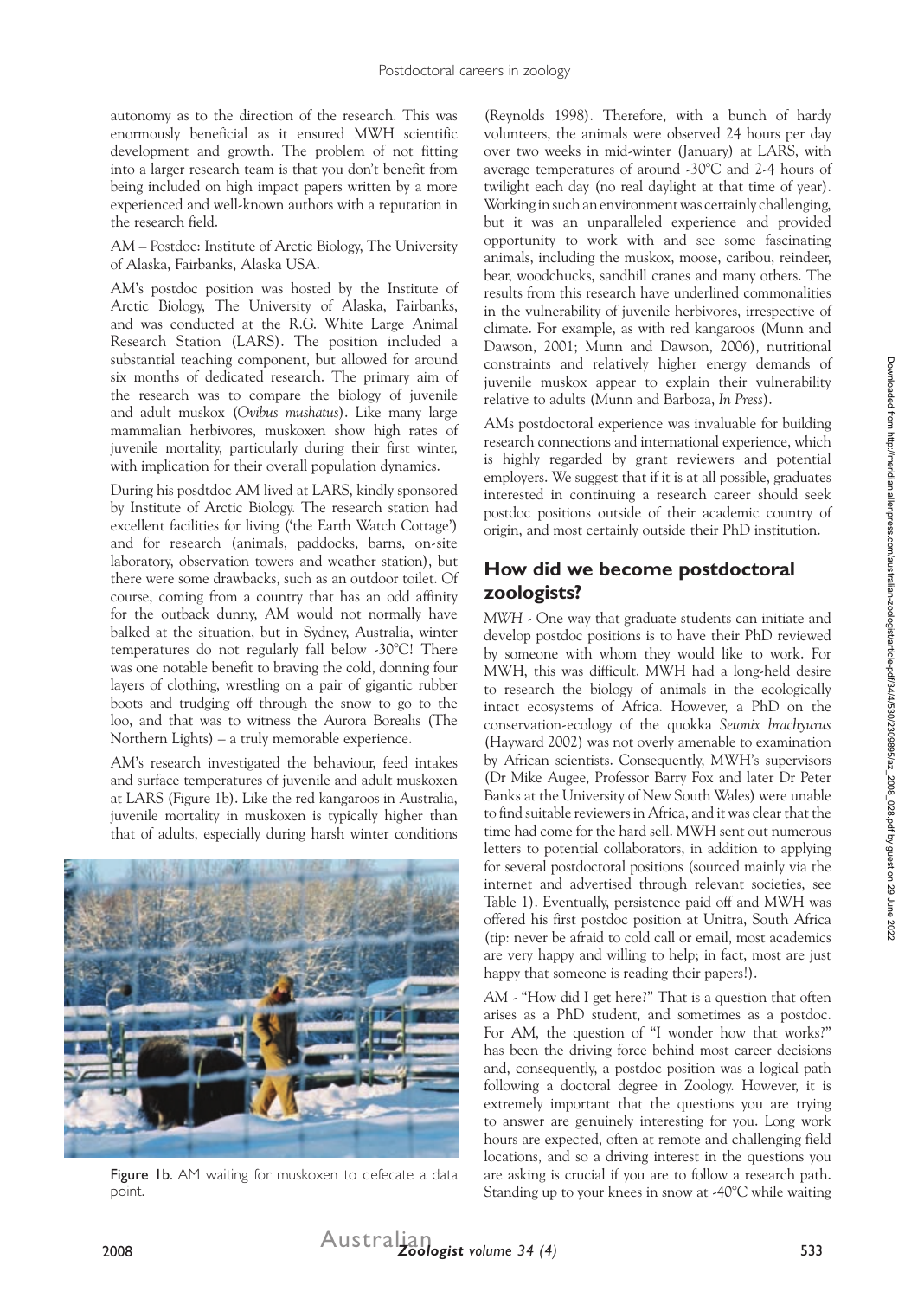autonomy as to the direction of the research. This was enormously beneficial as it ensured MWH scientific development and growth. The problem of not fitting into a larger research team is that you don't benefit from being included on high impact papers written by a more experienced and well-known authors with a reputation in the research field.

AM – Postdoc: Institute of Arctic Biology, The University of Alaska, Fairbanks, Alaska USA.

AM's postdoc position was hosted by the Institute of Arctic Biology, The University of Alaska, Fairbanks, and was conducted at the R.G. White Large Animal Research Station (LARS). The position included a substantial teaching component, but allowed for around six months of dedicated research. The primary aim of the research was to compare the biology of juvenile and adult muskox (*Ovibus mushatus*). Like many large mammalian herbivores, muskoxen show high rates of juvenile mortality, particularly during their first winter, with implication for their overall population dynamics.

During his posdtdoc AM lived at LARS, kindly sponsored by Institute of Arctic Biology. The research station had excellent facilities for living ('the Earth Watch Cottage') and for research (animals, paddocks, barns, on-site laboratory, observation towers and weather station), but there were some drawbacks, such as an outdoor toilet. Of course, coming from a country that has an odd affinity for the outback dunny, AM would not normally have balked at the situation, but in Sydney, Australia, winter temperatures do not regularly fall below -30°C! There was one notable benefit to braving the cold, donning four layers of clothing, wrestling on a pair of gigantic rubber boots and trudging off through the snow to go to the loo, and that was to witness the Aurora Borealis (The Northern Lights) – a truly memorable experience.

AM's research investigated the behaviour, feed intakes and surface temperatures of juvenile and adult muskoxen at LARS (Figure 1b). Like the red kangaroos in Australia, juvenile mortality in muskoxen is typically higher than that of adults, especially during harsh winter conditions (Reynolds 1998). Therefore, with a bunch of hardy volunteers, the animals were observed 24 hours per day over two weeks in mid-winter (January) at LARS, with average temperatures of around -30°C and 2-4 hours of twilight each day (no real daylight at that time of year). Working in such an environment was certainly challenging, but it was an unparalleled experience and provided opportunity to work with and see some fascinating animals, including the muskox, moose, caribou, reindeer, bear, woodchucks, sandhill cranes and many others. The results from this research have underlined commonalities in the vulnerability of juvenile herbivores, irrespective of climate. For example, as with red kangaroos (Munn and Dawson, 2001; Munn and Dawson, 2006), nutritional constraints and relatively higher energy demands of juvenile muskox appear to explain their vulnerability relative to adults (Munn and Barboza, *In Press*).

Figure 1b. AM waiting for muskoxen to defecate a data point.

AMs postdoctoral experience was invaluable for building research connections and international experience, which is highly regarded by grant reviewers and potential employers. We suggest that if it is at all possible, graduates interested in continuing a research career should seek postdoc positions outside of their academic country of origin, and most certainly outside their PhD institution.

## How did we become postdoctoral zoologists?

*MWH* - One way that graduate students can initiate and develop postdoc positions is to have their PhD reviewed by someone with whom they would like to work. For MWH, this was difficult. MWH had a long-held desire to research the biology of animals in the ecologically intact ecosystems of Africa. However, a PhD on the conservation-ecology of the quokka *Setonix brachyurus* (Hayward 2002) was not overly amenable to examination by African scientists. Consequently, MWH's supervisors (Dr Mike Augee, Professor Barry Fox and later Dr Peter Banks at the University of New South Wales) were unable to find suitable reviewers in Africa, and it was clear that the time had come for the hard sell. MWH sent out numerous letters to potential collaborators, in addition to applying for several postdoctoral positions (sourced mainly via the internet and advertised through relevant societies, see Table 1). Eventually, persistence paid off and MWH was offered his first postdoc position at Unitra, South Africa (tip: never be afraid to cold call or email, most academics are very happy and willing to help; in fact, most are just happy that someone is reading their papers!).

*AM* - "How did I get here?" That is a question that often arises as a PhD student, and sometimes as a postdoc. For AM, the question of "I wonder how that works?" has been the driving force behind most career decisions and, consequently, a postdoc position was a logical path following a doctoral degree in Zoology. However, it is extremely important that the questions you are trying to answer are genuinely interesting for you. Long work hours are expected, often at remote and challenging field locations, and so a driving interest in the questions you are asking is crucial if you are to follow a research path. Standing up to your knees in snow at -40°C while waiting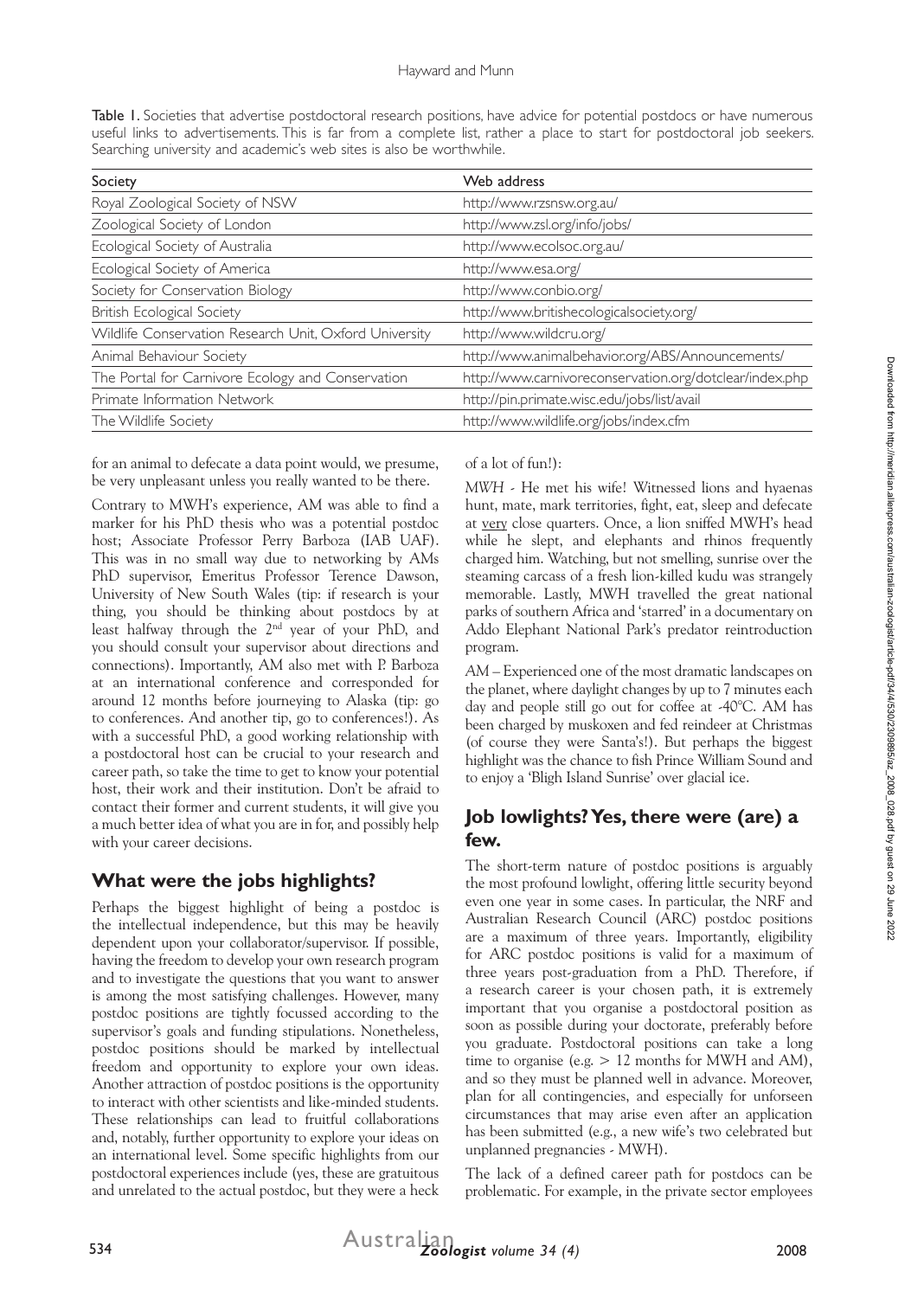**Table 1.** Societies that advertise postdoctoral research positions, have advice for potential postdocs or have numerous useful links to advertisements. This is far from a complete list, rather a place to start for postdoctoral job seekers. Searching university and academic's web sites is also be worthwhile.

| Society | Web address |
|---|---|
| Royal Zoological Society of NSW | http://www.rzsnsw.org.au/ |
| Zoological Society of London | http://www.zsl.org/info/jobs/ |
| Ecological Society of Australia | http://www.ecolsoc.org.au/ |
| Ecological Society of America | http://www.esa.org/ |
| Society for Conservation Biology | http://www.conbio.org/ |
| British Ecological Society | http://www.britishecologicalsociety.org/ |
| Wildlife Conservation Research Unit, Oxford University | http://www.wildcru.org/ |
| Animal Behaviour Society | http://www.animalbehavior.org/ABS/Announcements/ |
| The Portal for Carnivore Ecology and Conservation | http://www.carnivoreconservation.org/dotclear/index.php |
| Primate Information Network | http://pin.primate.wisc.edu/jobs/list/avail |
| The Wildlife Society | http://www.wildlife.org/jobs/index.cfm |

for an animal to defecate a data point would, we presume, be very unpleasant unless you really wanted to be there.

Contrary to MWH's experience, AM was able to find a marker for his PhD thesis who was a potential postdoc host; Associate Professor Perry Barboza (IAB UAF). This was in no small way due to networking by AMs PhD supervisor, Emeritus Professor Terence Dawson, University of New South Wales (tip: if research is your thing, you should be thinking about postdocs by at least halfway through the 2nd year of your PhD, and you should consult your supervisor about directions and connections). Importantly, AM also met with P. Barboza at an international conference and corresponded for around 12 months before journeying to Alaska (tip: go to conferences. And another tip, go to conferences!). As with a successful PhD, a good working relationship with a postdoctoral host can be crucial to your research and career path, so take the time to get to know your potential host, their work and their institution. Don't be afraid to contact their former and current students, it will give you a much better idea of what you are in for, and possibly help with your career decisions.

## What were the jobs highlights?

Perhaps the biggest highlight of being a postdoc is the intellectual independence, but this may be heavily dependent upon your collaborator/supervisor. If possible, having the freedom to develop your own research program and to investigate the questions that you want to answer is among the most satisfying challenges. However, many postdoc positions are tightly focussed according to the supervisor's goals and funding stipulations. Nonetheless, postdoc positions should be marked by intellectual freedom and opportunity to explore your own ideas. Another attraction of postdoc positions is the opportunity to interact with other scientists and like-minded students. These relationships can lead to fruitful collaborations and, notably, further opportunity to explore your ideas on an international level. Some specific highlights from our postdoctoral experiences include (yes, these are gratuitous and unrelated to the actual postdoc, but they were a heck of a lot of fun!):

*MWH* - He met his wife! Witnessed lions and hyaenas hunt, mate, mark territories, fight, eat, sleep and defecate at very close quarters. Once, a lion sniffed MWH's head while he slept, and elephants and rhinos frequently charged him. Watching, but not smelling, sunrise over the steaming carcass of a fresh lion-killed kudu was strangely memorable. Lastly, MWH travelled the great national parks of southern Africa and 'starred' in a documentary on Addo Elephant National Park's predator reintroduction program.

*AM* – Experienced one of the most dramatic landscapes on the planet, where daylight changes by up to 7 minutes each day and people still go out for coffee at -40°C. AM has been charged by muskoxen and fed reindeer at Christmas (of course they were Santa's!). But perhaps the biggest highlight was the chance to fish Prince William Sound and to enjoy a 'Bligh Island Sunrise' over glacial ice.

## Job lowlights? Yes, there were (are) a few.

The short-term nature of postdoc positions is arguably the most profound lowlight, offering little security beyond even one year in some cases. In particular, the NRF and Australian Research Council (ARC) postdoc positions are a maximum of three years. Importantly, eligibility for ARC postdoc positions is valid for a maximum of three years post-graduation from a PhD. Therefore, if a research career is your chosen path, it is extremely important that you organise a postdoctoral position as soon as possible during your doctorate, preferably before you graduate. Postdoctoral positions can take a long time to organise (e.g. > 12 months for MWH and AM), and so they must be planned well in advance. Moreover, plan for all contingencies, and especially for unforseen circumstances that may arise even after an application has been submitted (e.g., a new wife's two celebrated but unplanned pregnancies - MWH).

The lack of a defined career path for postdocs can be problematic. For example, in the private sector employees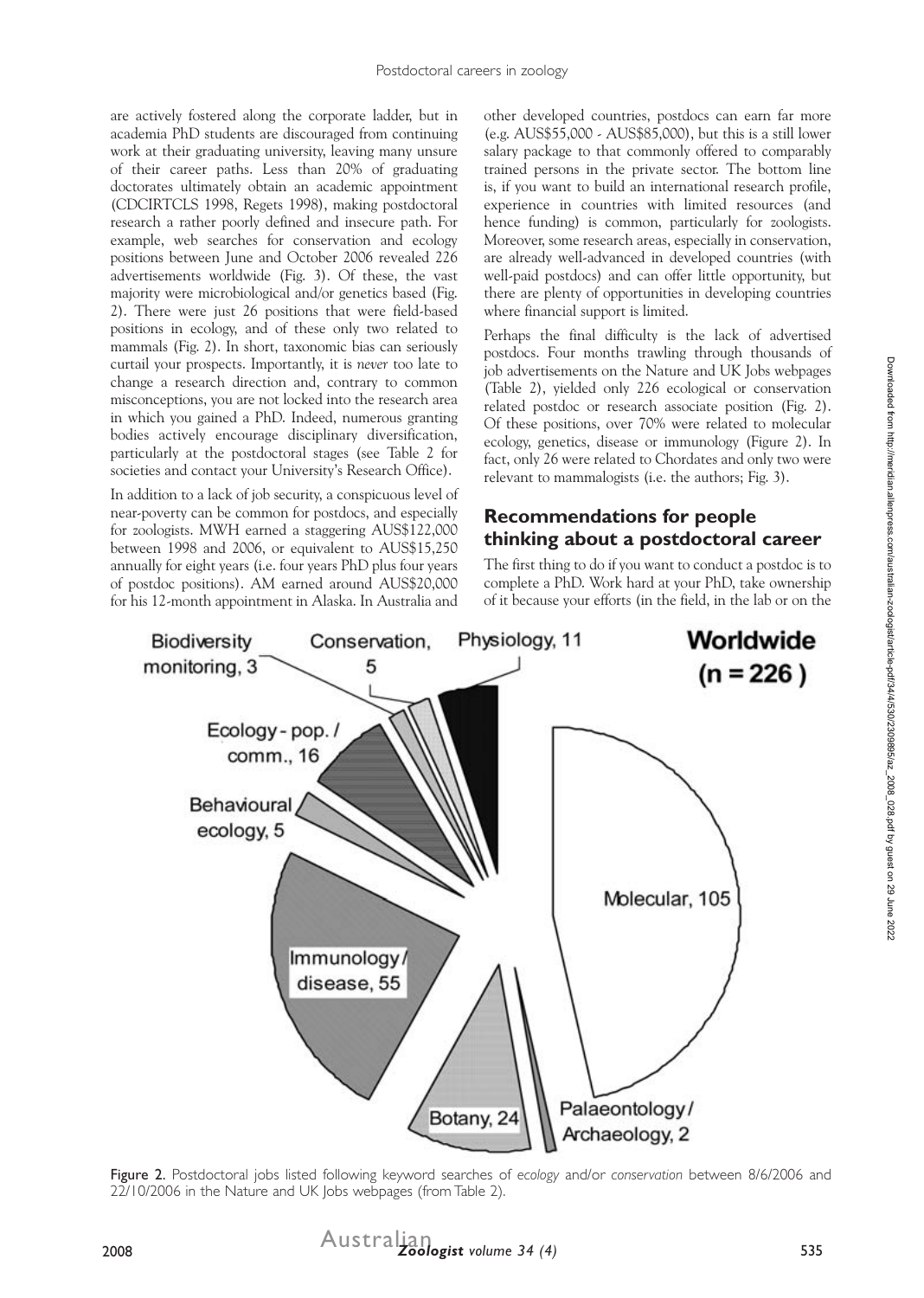are actively fostered along the corporate ladder, but in academia PhD students are discouraged from continuing work at their graduating university, leaving many unsure of their career paths. Less than 20% of graduating doctorates ultimately obtain an academic appointment (CDCIRTCLS 1998, Regets 1998), making postdoctoral research a rather poorly defined and insecure path. For example, web searches for conservation and ecology positions between June and October 2006 revealed 226 advertisements worldwide (Fig. 3). Of these, the vast majority were microbiological and/or genetics based (Fig. 2). There were just 26 positions that were field-based positions in ecology, and of these only two related to mammals (Fig. 2). In short, taxonomic bias can seriously curtail your prospects. Importantly, it is *never* too late to change a research direction and, contrary to common misconceptions, you are not locked into the research area in which you gained a PhD. Indeed, numerous granting bodies actively encourage disciplinary diversification, particularly at the postdoctoral stages (see Table 2 for societies and contact your University's Research Office).

In addition to a lack of job security, a conspicuous level of near-poverty can be common for postdocs, and especially for zoologists. MWH earned a staggering AUS$122,000 between 1998 and 2006, or equivalent to AUS$15,250 annually for eight years (i.e. four years PhD plus four years of postdoc positions). AM earned around AUS$20,000 for his 12-month appointment in Alaska. In Australia and other developed countries, postdocs can earn far more (e.g. AUS$55,000 - AUS$85,000), but this is a still lower salary package to that commonly offered to comparably trained persons in the private sector. The bottom line is, if you want to build an international research profile, experience in countries with limited resources (and hence funding) is common, particularly for zoologists. Moreover, some research areas, especially in conservation, are already well-advanced in developed countries (with well-paid postdocs) and can offer little opportunity, but there are plenty of opportunities in developing countries where financial support is limited.

Perhaps the final difficulty is the lack of advertised postdocs. Four months trawling through thousands of job advertisements on the Nature and UK Jobs webpages (Table 2), yielded only 226 ecological or conservation related postdoc or research associate position (Fig. 2). Of these positions, over 70% were related to molecular ecology, genetics, disease or immunology (Figure 2). In fact, only 26 were related to Chordates and only two were relevant to mammalogists (i.e. the authors; Fig. 3).

## Recommendations for people thinking about a postdoctoral career

The first thing to do if you want to conduct a postdoc is to complete a PhD. Work hard at your PhD, take ownership of it because your efforts (in the field, in the lab or on the

Figure 2. Postdoctoral jobs listed following keyword searches of *ecology* and/or *conservation* between 8/6/2006 and 22/10/2006 in the Nature and UK Jobs webpages (from Table 2).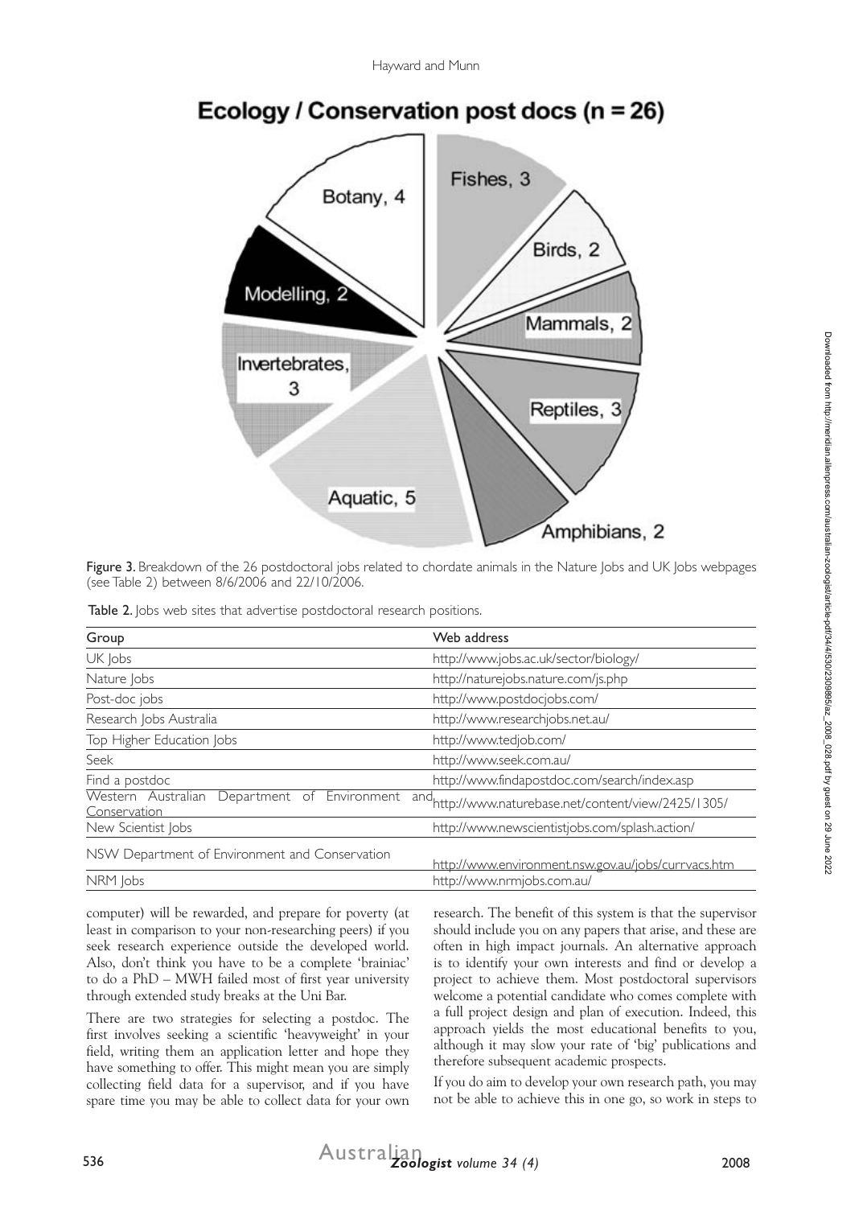Figure 3. Breakdown of the 26 postdoctoral jobs related to chordate animals in the Nature Jobs and UK Jobs webpages (see Table 2) between 8/6/2006 and 22/10/2006.

Table 2. Jobs web sites that advertise postdoctoral research positions.

| Group | Web address |
|---|---|
| UK Jobs | http://www.jobs.ac.uk/sector/biology/ |
| Nature Jobs | http://naturejobs.nature.com/js.php |
| Post-doc jobs | http://www.postdocjobs.com/ |
| Research Jobs Australia | http://www.researchjobs.net.au/ |
| Top Higher Education Jobs | http://www.tedjob.com/ |
| Seek | http://www.seek.com.au/ |
| Find a postdoc | http://www.findapostdoc.com/search/index.asp |
| Western Australian Department of Environment and Conservation | http://www.naturebase.net/content/view/2425/1305/ |
| New Scientist Jobs | http://www.newscientistjobs.com/splash.action/ |
| NSW Department of Environment and Conservation | http://www.environment.nsw.gov.au/jobs/currvacs.htm |
| NRM Jobs | http://www.nrmjobs.com.au/ |

computer) will be rewarded, and prepare for poverty (at least in comparison to your non-researching peers) if you seek research experience outside the developed world. Also, don't think you have to be a complete 'brainiac' to do a PhD – MWH failed most of first year university through extended study breaks at the Uni Bar.

There are two strategies for selecting a postdoc. The first involves seeking a scientific 'heavyweight' in your field, writing them an application letter and hope they have something to offer. This might mean you are simply collecting field data for a supervisor, and if you have spare time you may be able to collect data for your own research. The benefit of this system is that the supervisor should include you on any papers that arise, and these are often in high impact journals. An alternative approach is to identify your own interests and find or develop a project to achieve them. Most postdoctoral supervisors welcome a potential candidate who comes complete with a full project design and plan of execution. Indeed, this approach yields the most educational benefits to you, although it may slow your rate of 'big' publications and therefore subsequent academic prospects.

If you do aim to develop your own research path, you may not be able to achieve this in one go, so work in steps to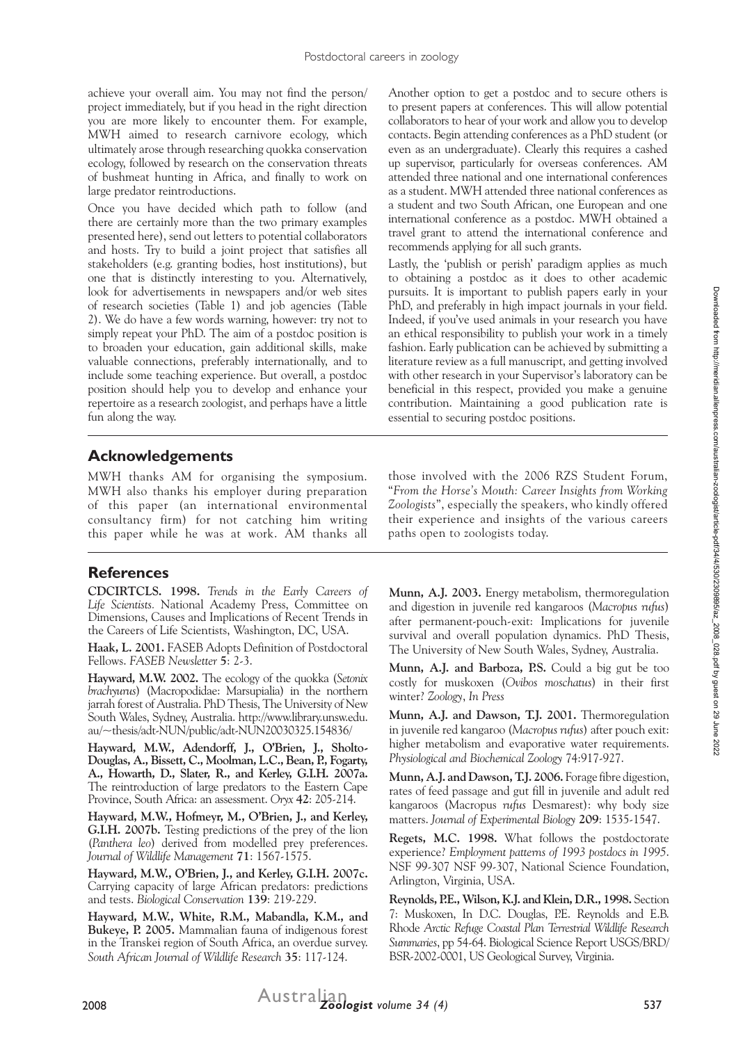achieve your overall aim. You may not find the person/ project immediately, but if you head in the right direction you are more likely to encounter them. For example, MWH aimed to research carnivore ecology, which ultimately arose through researching quokka conservation ecology, followed by research on the conservation threats of bushmeat hunting in Africa, and finally to work on large predator reintroductions.

Once you have decided which path to follow (and there are certainly more than the two primary examples presented here), send out letters to potential collaborators and hosts. Try to build a joint project that satisfies all stakeholders (e.g. granting bodies, host institutions), but one that is distinctly interesting to you. Alternatively, look for advertisements in newspapers and/or web sites of research societies (Table 1) and job agencies (Table 2). We do have a few words warning, however: try not to simply repeat your PhD. The aim of a postdoc position is to broaden your education, gain additional skills, make valuable connections, preferably internationally, and to include some teaching experience. But overall, a postdoc position should help you to develop and enhance your repertoire as a research zoologist, and perhaps have a little fun along the way.

Another option to get a postdoc and to secure others is to present papers at conferences. This will allow potential collaborators to hear of your work and allow you to develop contacts. Begin attending conferences as a PhD student (or even as an undergraduate). Clearly this requires a cashed up supervisor, particularly for overseas conferences. AM attended three national and one international conferences as a student. MWH attended three national conferences as a student and two South African, one European and one international conference as a postdoc. MWH obtained a travel grant to attend the international conference and recommends applying for all such grants.

Lastly, the 'publish or perish' paradigm applies as much to obtaining a postdoc as it does to other academic pursuits. It is important to publish papers early in your PhD, and preferably in high impact journals in your field. Indeed, if you've used animals in your research you have an ethical responsibility to publish your work in a timely fashion. Early publication can be achieved by submitting a literature review as a full manuscript, and getting involved with other research in your Supervisor's laboratory can be beneficial in this respect, provided you make a genuine contribution. Maintaining a good publication rate is essential to securing postdoc positions.

## Acknowledgements

MWH thanks AM for organising the symposium. MWH also thanks his employer during preparation of this paper (an international environmental consultancy firm) for not catching him writing this paper while he was at work. AM thanks all those involved with the 2006 RZS Student Forum, "*From the Horse's Mouth: Career Insights from Working Zoologists*", especially the speakers, who kindly offered their experience and insights of the various careers paths open to zoologists today.

## References

**CDCIRTCLS. 1998.** *Trends in the Early Careers of Life Scientists.* National Academy Press, Committee on Dimensions, Causes and Implications of Recent Trends in the Careers of Life Scientists, Washington, DC, USA.

**Haak, L. 2001.** FASEB Adopts Definition of Postdoctoral Fellows. *FASEB Newsletter* **5**: 2-3.

**Hayward, M.W. 2002.** The ecology of the quokka (*Setonix brachyurus*) (Macropodidae: Marsupialia) in the northern jarrah forest of Australia. PhD Thesis, The University of New South Wales, Sydney, Australia. http://www.library.unsw.edu.au/~thesis/adt-NUN/public/adt-NUN20030325.154836/

**Hayward, M.W., Adendorff, J., O'Brien, J., Sholto-Douglas, A., Bissett, C., Moolman, L.C., Bean, P., Fogarty, A., Howarth, D., Slater, R., and Kerley, G.I.H. 2007a.** The reintroduction of large predators to the Eastern Cape Province, South Africa: an assessment. *Oryx* **42**: 205-214.

**Hayward, M.W., Hofmeyr, M., O'Brien, J., and Kerley, G.I.H. 2007b.** Testing predictions of the prey of the lion (*Panthera leo*) derived from modelled prey preferences. *Journal of Wildlife Management* **71**: 1567-1575.

**Hayward, M.W., O'Brien, J., and Kerley, G.I.H. 2007c.** Carrying capacity of large African predators: predictions and tests. *Biological Conservation* **139**: 219-229.

**Hayward, M.W., White, R.M., Mabandla, K.M., and Bukeye, P. 2005.** Mammalian fauna of indigenous forest in the Transkei region of South Africa, an overdue survey. *South African Journal of Wildlife Research* **35**: 117-124.

**Munn, A.J. 2003.** Energy metabolism, thermoregulation and digestion in juvenile red kangaroos (*Macropus rufus*) after permanent-pouch-exit: Implications for juvenile survival and overall population dynamics. PhD Thesis, The University of New South Wales, Sydney, Australia.

**Munn, A.J. and Barboza, P.S.** Could a big gut be too costly for muskoxen (*Ovibos moschatus*) in their first winter? *Zoology*, *In Press*

**Munn, A.J. and Dawson, T.J. 2001.** Thermoregulation in juvenile red kangaroo (*Macropus rufus*) after pouch exit: higher metabolism and evaporative water requirements. *Physiological and Biochemical Zoology* 74:917-927.

**Munn, A.J. and Dawson, T.J. 2006.** Forage fibre digestion, rates of feed passage and gut fill in juvenile and adult red kangaroos (Macropus *rufus* Desmarest): why body size matters. *Journal of Experimental Biology* **209**: 1535-1547.

**Regets, M.C. 1998.** What follows the postdoctorate experience? *Employment patterns of 1993 postdocs in 1995.* NSF 99-307 NSF 99-307, National Science Foundation, Arlington, Virginia, USA.

**Reynolds, P.E., Wilson, K.J. and Klein, D.R., 1998.** Section 7: Muskoxen, In D.C. Douglas, P.E. Reynolds and E.B. Rhode *Arctic Refuge Coastal Plan Terrestrial Wildlife Research Summaries*, pp 54-64. Biological Science Report USGS/BRD/ BSR-2002-0001, US Geological Survey, Virginia.